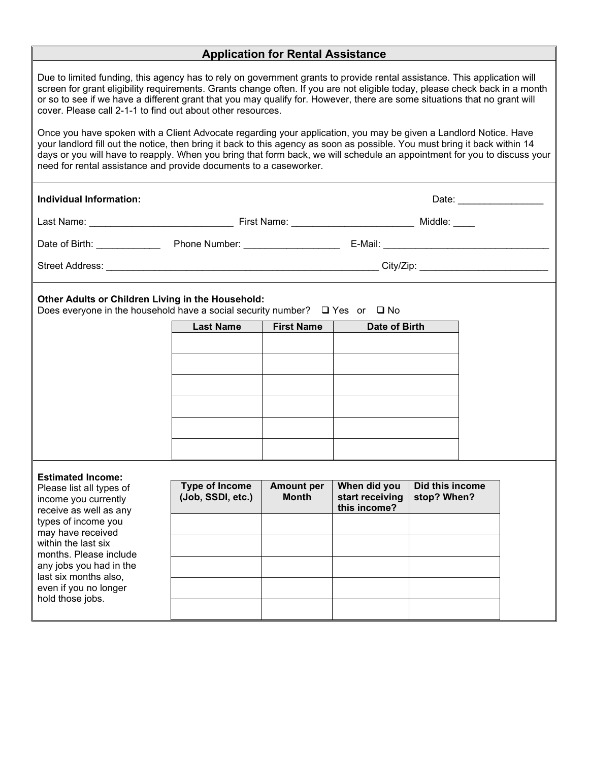# Application for Rental Assistance

Due to limited funding, this agency has to rely on government grants to provide rental assistance. This application will screen for grant eligibility requirements. Grants change often. If you are not eligible today, please check back in a month or so to see if we have a different grant that you may qualify for. However, there are some situations that no grant will cover. Please call 2-1-1 to find out about other resources.

Once you have spoken with a Client Advocate regarding your application, you may be given a Landlord Notice. Have your landlord fill out the notice, then bring it back to this agency as soon as possible. You must bring it back within 14 days or you will have to reapply. When you bring that form back, we will schedule an appointment for you to discuss your need for rental assistance and provide documents to a caseworker.

**Individual Information:** Date: ________________

Last Name: ___________________________ First Name: _______________________ Middle: ____

Date of Birth: ____________ Phone Number: __________________ E-Mail: _______________________________

Street Address: _____________________________________________________ City/Zip: ________________________

**Other Adults or Children Living in the Household:**
Does everyone in the household have a social security number? ❑ Yes or ❑ No

| Last Name | First Name | Date of Birth |
|---|---|---|
| | | |
| | | |
| | | |
| | | |
| | | |
| | | |

**Estimated Income:**
Please list all types of income you currently receive as well as any types of income you may have received within the last six months. Please include any jobs you had in the last six months also, even if you no longer hold those jobs.

| Type of Income (Job, SSDI, etc.) | Amount per Month | When did you start receiving this income? | Did this income stop? When? |
|---|---|---|---|
| | | | |
| | | | |
| | | | |
| | | | |
| | | | |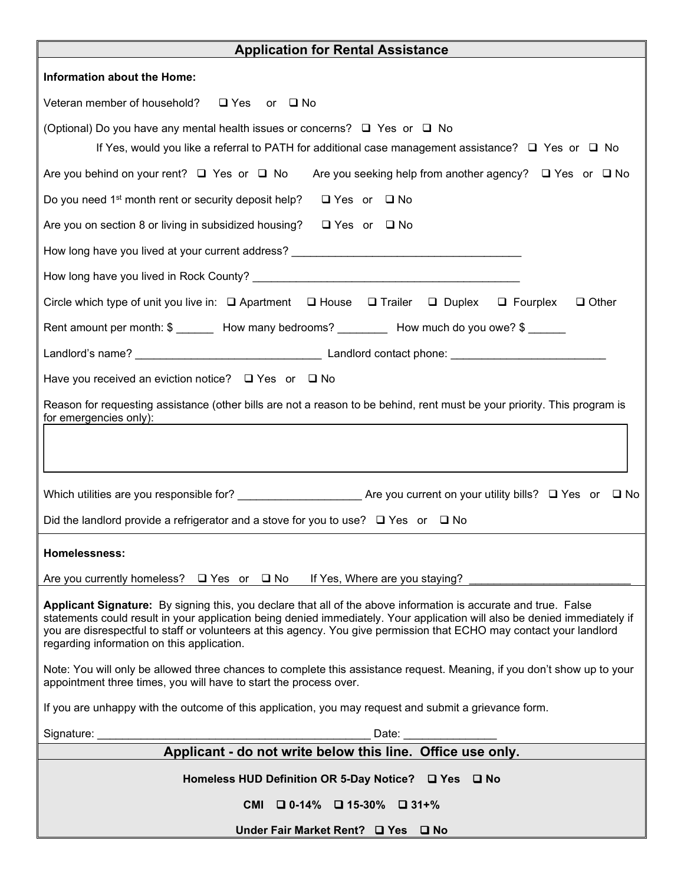## Application for Rental Assistance

**Information about the Home:**

Veteran member of household? ❑ Yes or ❑ No

(Optional) Do you have any mental health issues or concerns? ❑ Yes or ❑ No

If Yes, would you like a referral to PATH for additional case management assistance? ❑ Yes or ❑ No

Are you behind on your rent? ❑ Yes or ❑ No Are you seeking help from another agency? ❑ Yes or ❑ No

Do you need 1st month rent or security deposit help? ❑ Yes or ❑ No

Are you on section 8 or living in subsidized housing? ❑ Yes or ❑ No

How long have you lived at your current address? _____________________________________

How long have you lived in Rock County? ___________________________________________

Circle which type of unit you live in: ❑ Apartment ❑ House ❑ Trailer ❑ Duplex ❑ Fourplex ❑ Other

Rent amount per month: $ ______ How many bedrooms? ________ How much do you owe? $ ______

Landlord's name? _____________________________ Landlord contact phone: ________________________

Have you received an eviction notice? ❑ Yes or ❑ No

Reason for requesting assistance (other bills are not a reason to be behind, rent must be your priority. This program is for emergencies only):

Which utilities are you responsible for? ____________________ Are you current on your utility bills? ❑ Yes or ❑ No

Did the landlord provide a refrigerator and a stove for you to use? ❑ Yes or ❑ No

**Homelessness:**

Are you currently homeless? ❑ Yes or ❑ No If Yes, Where are you staying? __________________________

**Applicant Signature:** By signing this, you declare that all of the above information is accurate and true. False statements could result in your application being denied immediately. Your application will also be denied immediately if you are disrespectful to staff or volunteers at this agency. You give permission that ECHO may contact your landlord regarding information on this application.

Note: You will only be allowed three chances to complete this assistance request. Meaning, if you don't show up to your appointment three times, you will have to start the process over.

If you are unhappy with the outcome of this application, you may request and submit a grievance form.

Signature: ____________________________________________ Date: ______________

**Applicant - do not write below this line. Office use only.**

**Homeless HUD Definition OR 5-Day Notice? ❑ Yes ❑ No**

**CMI ❑ 0-14% ❑ 15-30% ❑ 31+%**

**Under Fair Market Rent? ❑ Yes ❑ No**